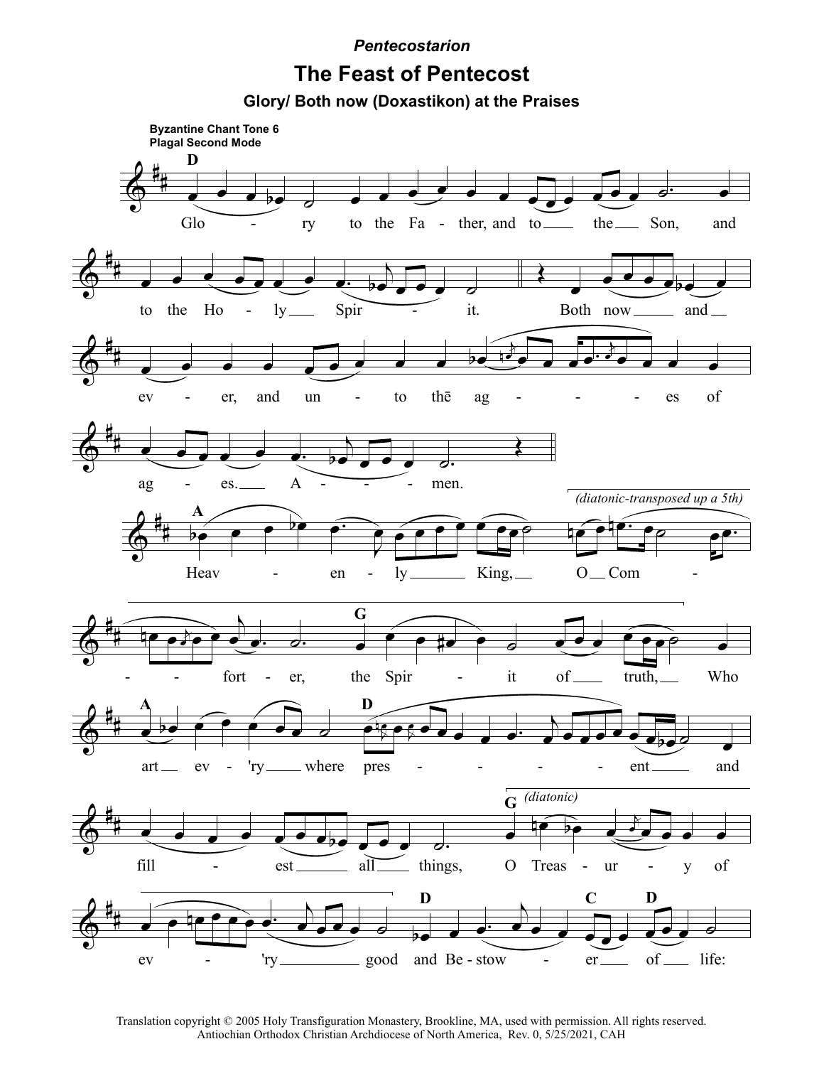*Pentecostarion*

# The Feast of Pentecost

## Glory/ Both now (Doxastikon) at the Praises

**Byzantine Chant Tone 6**
**Plagal Second Mode**

**D**

Glo - ry to the Fa - ther, and to the Son, and to the Ho - ly Spir - it. Both now and ev - er, and un - to the ag - es of ag - es. A - men.

**A** Heav - en - ly King, O Com - *(diatonic-transposed up a 5th)* fort - er, **G** the Spir - it of truth, Who **A** art ev - 'ry where **D** pres - ent and fill - est all things, **G** *(diatonic)* O Treas - ur - y of ev - 'ry good **D** and Be - stow - **C** er **D** of life:

Translation copyright © 2005 Holy Transfiguration Monastery, Brookline, MA, used with permission. All rights reserved.
Antiochian Orthodox Christian Archdiocese of North America, Rev. 0, 5/25/2021, CAH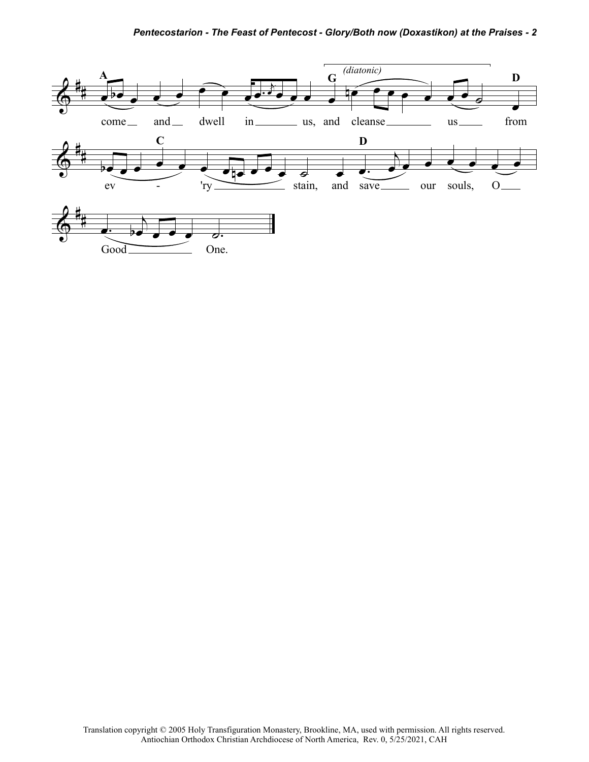A come and dwell in us, and cleanse us from

*(diatonic)*

G ... D

ev - 'ry stain, and save our souls, O

C ... D

Good One.

Translation copyright © 2005 Holy Transfiguration Monastery, Brookline, MA, used with permission. All rights reserved.
Antiochian Orthodox Christian Archdiocese of North America, Rev. 0, 5/25/2021, CAH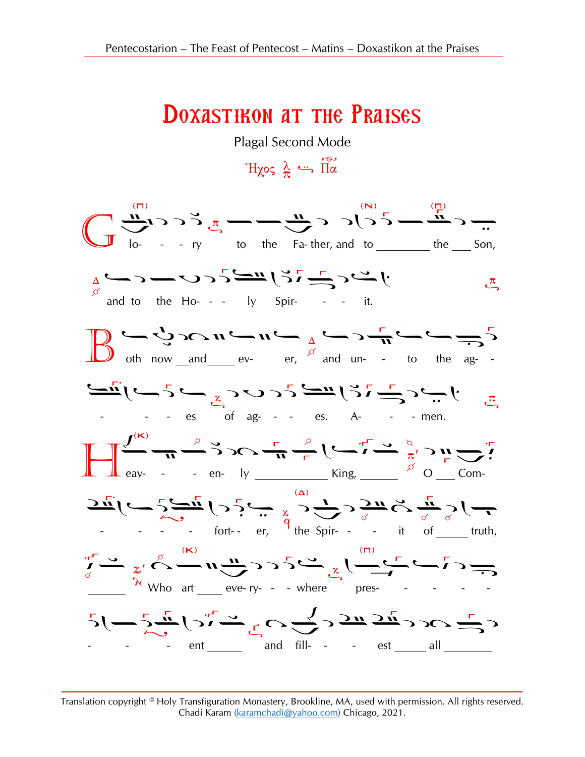# Doxastikon at the Praises

Plagal Second Mode

Ἦχος πλ. β' Πα

Glo- - - ry to the Fa- ther, and to the Son,

and to the Ho- - - ly Spir- - - it.

Both now and ev- er, and un- - to the ag- -

- - - es of ag- - - es. A- - - men.

Heav- - - en- ly King, O Com-

- - - - fort- - er, the Spir- - - it of truth,

Who art eve- ry- - - where pres- - - - -

- - - ent and fill- - - est all

Translation copyright © Holy Transfiguration Monastery, Brookline, MA, used with permission. All rights reserved.
Chadi Karam (karamchadi@yahoo.com) Chicago, 2021.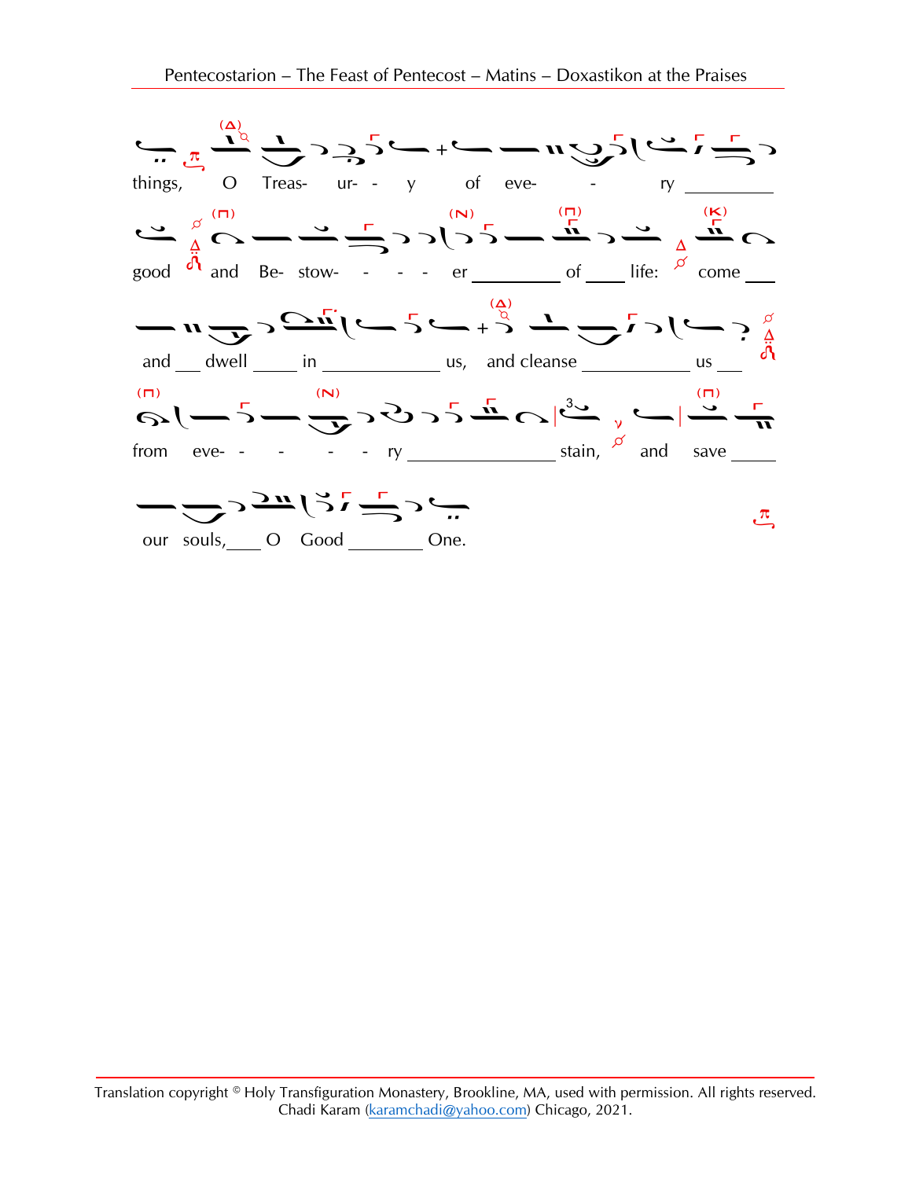things, O Treas- ur- - y of eve- - ry ________ good and Be- stow- - - - er ________ of ___ life: come ___ and ___ dwell ____ in ____________ us, and cleanse ___________ us ___ from eve- - - - - ry _______________ stain, and save _____ our souls, ___ O Good _______ One.

Translation copyright © Holy Transfiguration Monastery, Brookline, MA, used with permission. All rights reserved.
Chadi Karam (karamchadi@yahoo.com) Chicago, 2021.